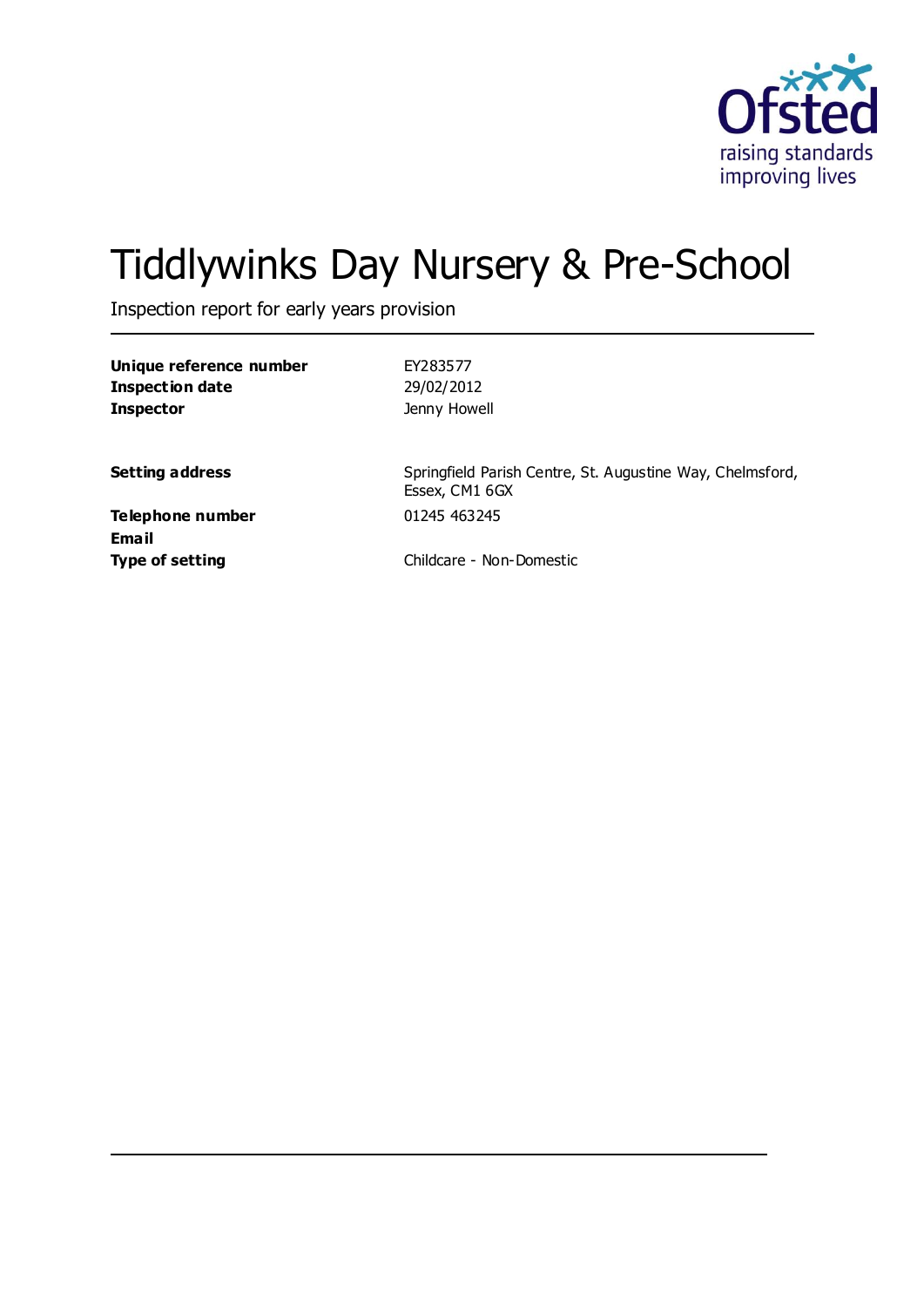# Tiddlywinks Day Nursery & Pre-School

Inspection report for early years provision

| | |
|---|---|
| **Unique reference number** | EY283577 |
| **Inspection date** | 29/02/2012 |
| **Inspector** | Jenny Howell |
| | |
| **Setting address** | Springfield Parish Centre, St. Augustine Way, Chelmsford, Essex, CM1 6GX |
| **Telephone number** | 01245 463245 |
| **Email** | |
| **Type of setting** | Childcare - Non-Domestic |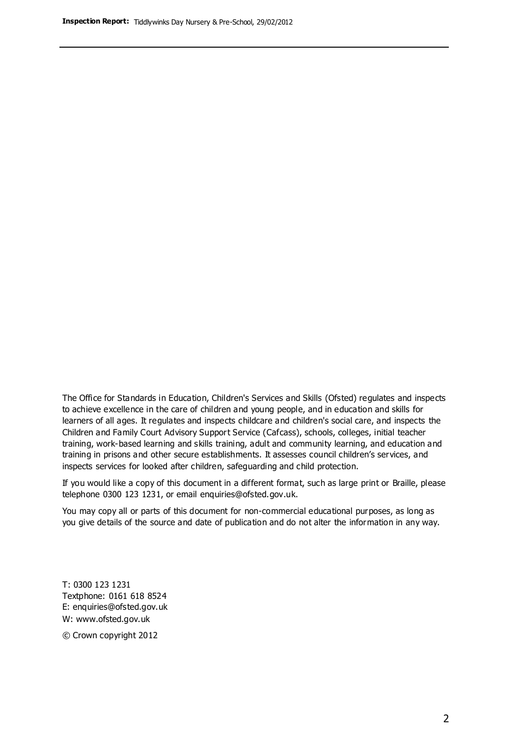The Office for Standards in Education, Children's Services and Skills (Ofsted) regulates and inspects to achieve excellence in the care of children and young people, and in education and skills for learners of all ages. It regulates and inspects childcare and children's social care, and inspects the Children and Family Court Advisory Support Service (Cafcass), schools, colleges, initial teacher training, work-based learning and skills training, adult and community learning, and education and training in prisons and other secure establishments. It assesses council children's services, and inspects services for looked after children, safeguarding and child protection.

If you would like a copy of this document in a different format, such as large print or Braille, please telephone 0300 123 1231, or email enquiries@ofsted.gov.uk.

You may copy all or parts of this document for non-commercial educational purposes, as long as you give details of the source and date of publication and do not alter the information in any way.

T: 0300 123 1231
Textphone: 0161 618 8524
E: enquiries@ofsted.gov.uk
W: www.ofsted.gov.uk

© Crown copyright 2012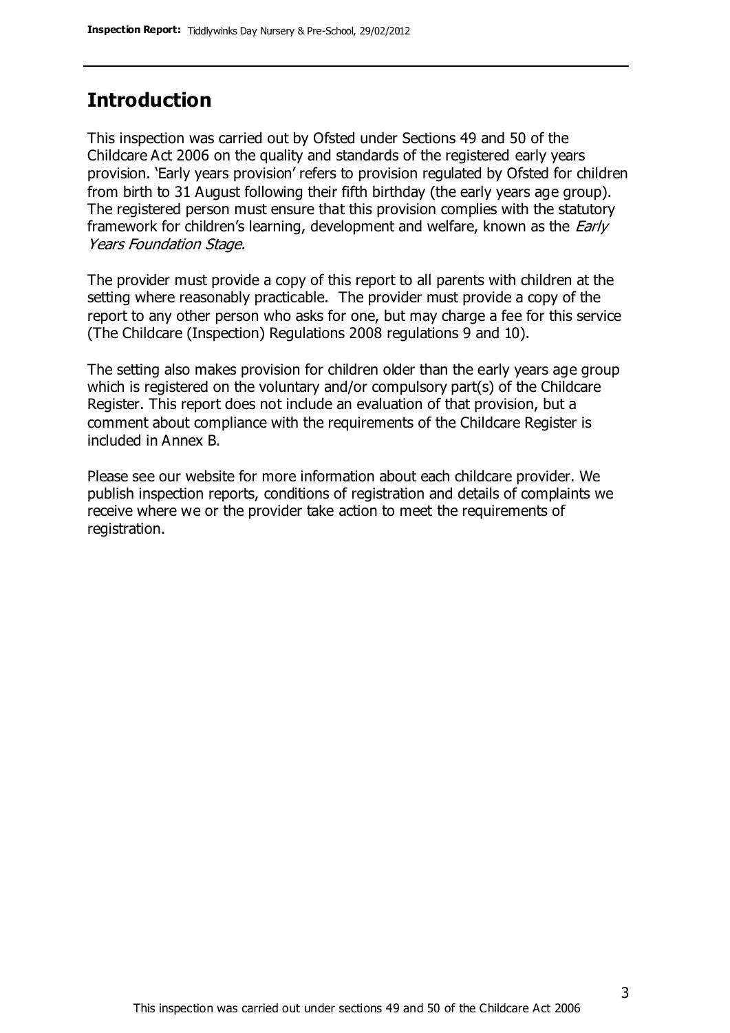## Introduction

This inspection was carried out by Ofsted under Sections 49 and 50 of the Childcare Act 2006 on the quality and standards of the registered early years provision. 'Early years provision' refers to provision regulated by Ofsted for children from birth to 31 August following their fifth birthday (the early years age group). The registered person must ensure that this provision complies with the statutory framework for children's learning, development and welfare, known as the *Early Years Foundation Stage*.

The provider must provide a copy of this report to all parents with children at the setting where reasonably practicable. The provider must provide a copy of the report to any other person who asks for one, but may charge a fee for this service (The Childcare (Inspection) Regulations 2008 regulations 9 and 10).

The setting also makes provision for children older than the early years age group which is registered on the voluntary and/or compulsory part(s) of the Childcare Register. This report does not include an evaluation of that provision, but a comment about compliance with the requirements of the Childcare Register is included in Annex B.

Please see our website for more information about each childcare provider. We publish inspection reports, conditions of registration and details of complaints we receive where we or the provider take action to meet the requirements of registration.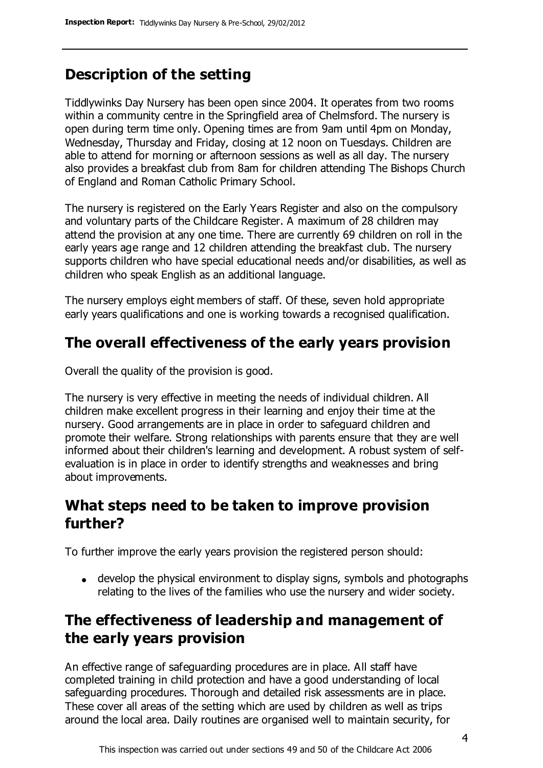## Description of the setting

Tiddlywinks Day Nursery has been open since 2004. It operates from two rooms within a community centre in the Springfield area of Chelmsford. The nursery is open during term time only. Opening times are from 9am until 4pm on Monday, Wednesday, Thursday and Friday, closing at 12 noon on Tuesdays. Children are able to attend for morning or afternoon sessions as well as all day. The nursery also provides a breakfast club from 8am for children attending The Bishops Church of England and Roman Catholic Primary School.

The nursery is registered on the Early Years Register and also on the compulsory and voluntary parts of the Childcare Register. A maximum of 28 children may attend the provision at any one time. There are currently 69 children on roll in the early years age range and 12 children attending the breakfast club. The nursery supports children who have special educational needs and/or disabilities, as well as children who speak English as an additional language.

The nursery employs eight members of staff. Of these, seven hold appropriate early years qualifications and one is working towards a recognised qualification.

## The overall effectiveness of the early years provision

Overall the quality of the provision is good.

The nursery is very effective in meeting the needs of individual children. All children make excellent progress in their learning and enjoy their time at the nursery. Good arrangements are in place in order to safeguard children and promote their welfare. Strong relationships with parents ensure that they are well informed about their children's learning and development. A robust system of self-evaluation is in place in order to identify strengths and weaknesses and bring about improvements.

## What steps need to be taken to improve provision further?

To further improve the early years provision the registered person should:

- develop the physical environment to display signs, symbols and photographs relating to the lives of the families who use the nursery and wider society.

## The effectiveness of leadership and management of the early years provision

An effective range of safeguarding procedures are in place. All staff have completed training in child protection and have a good understanding of local safeguarding procedures. Thorough and detailed risk assessments are in place. These cover all areas of the setting which are used by children as well as trips around the local area. Daily routines are organised well to maintain security, for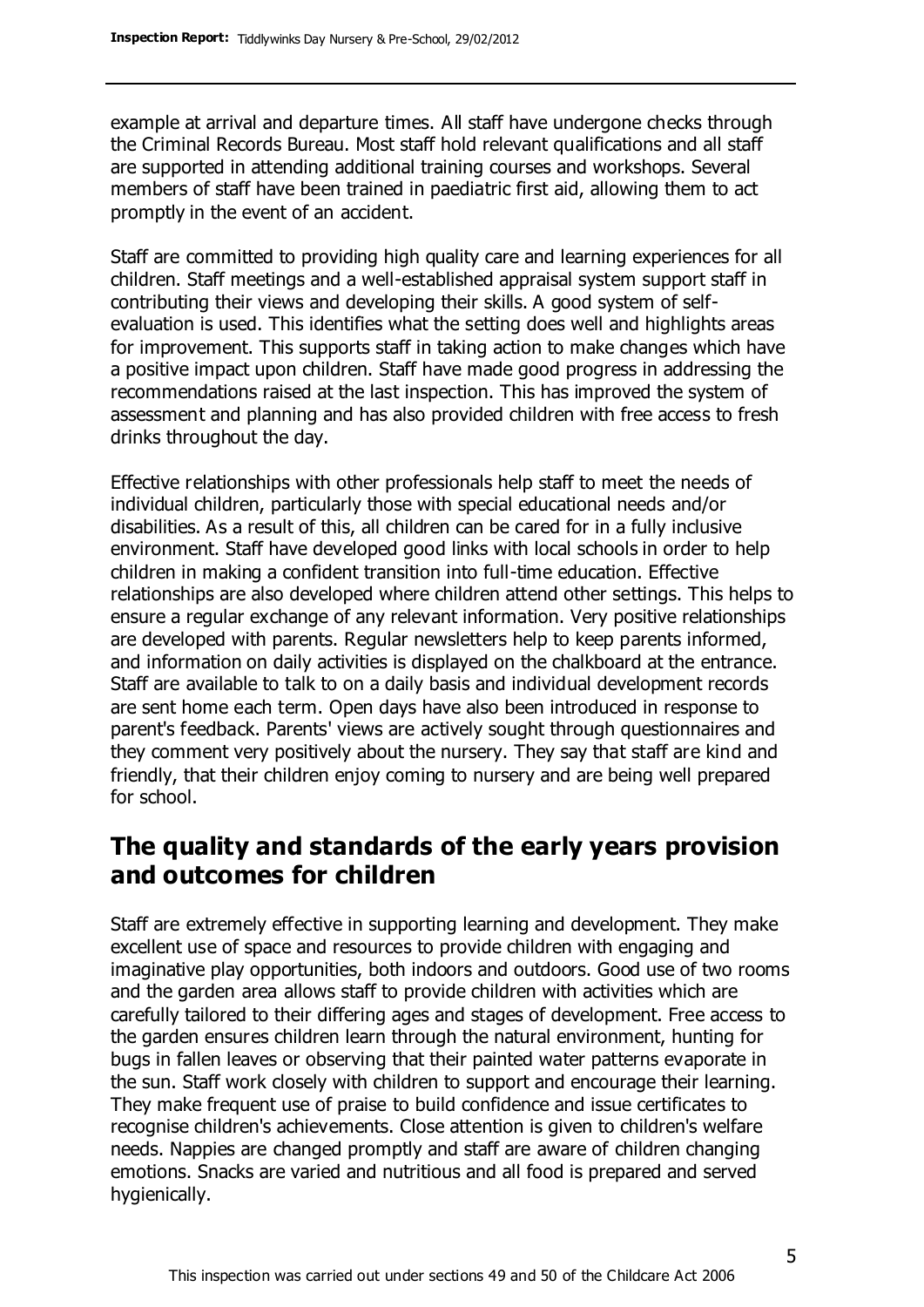example at arrival and departure times. All staff have undergone checks through the Criminal Records Bureau. Most staff hold relevant qualifications and all staff are supported in attending additional training courses and workshops. Several members of staff have been trained in paediatric first aid, allowing them to act promptly in the event of an accident.

Staff are committed to providing high quality care and learning experiences for all children. Staff meetings and a well-established appraisal system support staff in contributing their views and developing their skills. A good system of self-evaluation is used. This identifies what the setting does well and highlights areas for improvement. This supports staff in taking action to make changes which have a positive impact upon children. Staff have made good progress in addressing the recommendations raised at the last inspection. This has improved the system of assessment and planning and has also provided children with free access to fresh drinks throughout the day.

Effective relationships with other professionals help staff to meet the needs of individual children, particularly those with special educational needs and/or disabilities. As a result of this, all children can be cared for in a fully inclusive environment. Staff have developed good links with local schools in order to help children in making a confident transition into full-time education. Effective relationships are also developed where children attend other settings. This helps to ensure a regular exchange of any relevant information. Very positive relationships are developed with parents. Regular newsletters help to keep parents informed, and information on daily activities is displayed on the chalkboard at the entrance. Staff are available to talk to on a daily basis and individual development records are sent home each term. Open days have also been introduced in response to parent's feedback. Parents' views are actively sought through questionnaires and they comment very positively about the nursery. They say that staff are kind and friendly, that their children enjoy coming to nursery and are being well prepared for school.

## The quality and standards of the early years provision and outcomes for children

Staff are extremely effective in supporting learning and development. They make excellent use of space and resources to provide children with engaging and imaginative play opportunities, both indoors and outdoors. Good use of two rooms and the garden area allows staff to provide children with activities which are carefully tailored to their differing ages and stages of development. Free access to the garden ensures children learn through the natural environment, hunting for bugs in fallen leaves or observing that their painted water patterns evaporate in the sun. Staff work closely with children to support and encourage their learning. They make frequent use of praise to build confidence and issue certificates to recognise children's achievements. Close attention is given to children's welfare needs. Nappies are changed promptly and staff are aware of children changing emotions. Snacks are varied and nutritious and all food is prepared and served hygienically.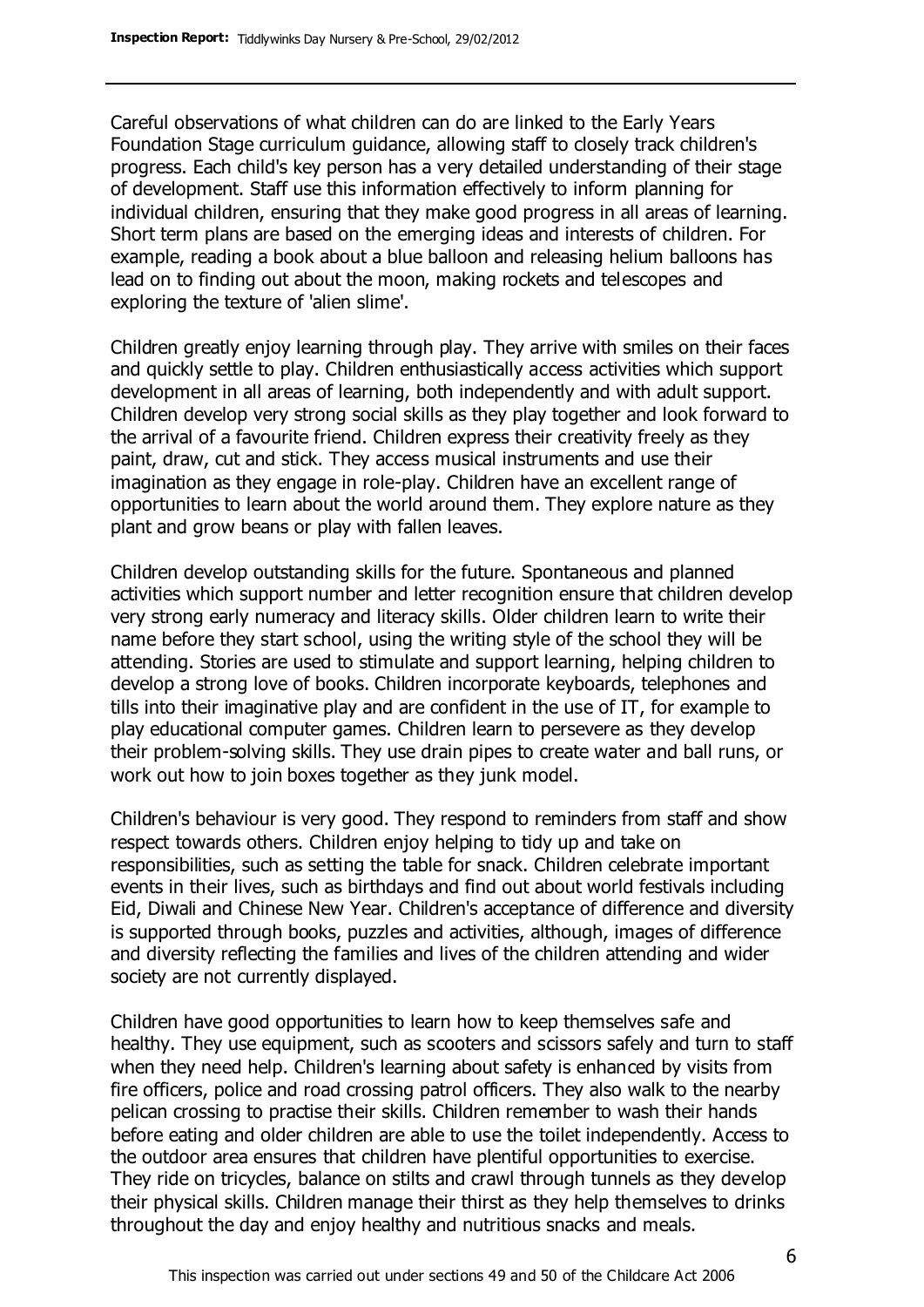Careful observations of what children can do are linked to the Early Years Foundation Stage curriculum guidance, allowing staff to closely track children's progress. Each child's key person has a very detailed understanding of their stage of development. Staff use this information effectively to inform planning for individual children, ensuring that they make good progress in all areas of learning. Short term plans are based on the emerging ideas and interests of children. For example, reading a book about a blue balloon and releasing helium balloons has lead on to finding out about the moon, making rockets and telescopes and exploring the texture of 'alien slime'.

Children greatly enjoy learning through play. They arrive with smiles on their faces and quickly settle to play. Children enthusiastically access activities which support development in all areas of learning, both independently and with adult support. Children develop very strong social skills as they play together and look forward to the arrival of a favourite friend. Children express their creativity freely as they paint, draw, cut and stick. They access musical instruments and use their imagination as they engage in role-play. Children have an excellent range of opportunities to learn about the world around them. They explore nature as they plant and grow beans or play with fallen leaves.

Children develop outstanding skills for the future. Spontaneous and planned activities which support number and letter recognition ensure that children develop very strong early numeracy and literacy skills. Older children learn to write their name before they start school, using the writing style of the school they will be attending. Stories are used to stimulate and support learning, helping children to develop a strong love of books. Children incorporate keyboards, telephones and tills into their imaginative play and are confident in the use of IT, for example to play educational computer games. Children learn to persevere as they develop their problem-solving skills. They use drain pipes to create water and ball runs, or work out how to join boxes together as they junk model.

Children's behaviour is very good. They respond to reminders from staff and show respect towards others. Children enjoy helping to tidy up and take on responsibilities, such as setting the table for snack. Children celebrate important events in their lives, such as birthdays and find out about world festivals including Eid, Diwali and Chinese New Year. Children's acceptance of difference and diversity is supported through books, puzzles and activities, although, images of difference and diversity reflecting the families and lives of the children attending and wider society are not currently displayed.

Children have good opportunities to learn how to keep themselves safe and healthy. They use equipment, such as scooters and scissors safely and turn to staff when they need help. Children's learning about safety is enhanced by visits from fire officers, police and road crossing patrol officers. They also walk to the nearby pelican crossing to practise their skills. Children remember to wash their hands before eating and older children are able to use the toilet independently. Access to the outdoor area ensures that children have plentiful opportunities to exercise. They ride on tricycles, balance on stilts and crawl through tunnels as they develop their physical skills. Children manage their thirst as they help themselves to drinks throughout the day and enjoy healthy and nutritious snacks and meals.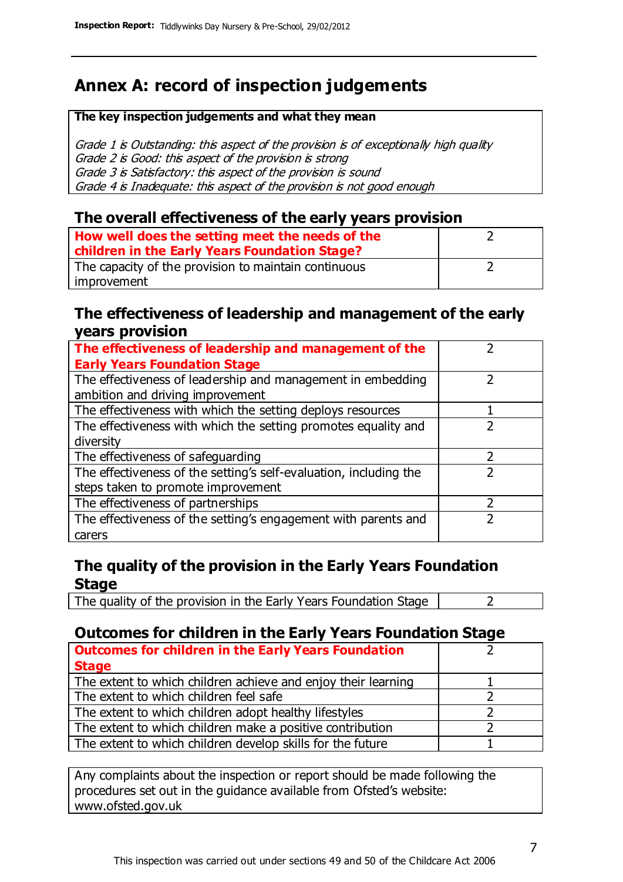# Annex A: record of inspection judgements

**The key inspection judgements and what they mean**

*Grade 1 is Outstanding: this aspect of the provision is of exceptionally high quality*
*Grade 2 is Good: this aspect of the provision is strong*
*Grade 3 is Satisfactory: this aspect of the provision is sound*
*Grade 4 is Inadequate: this aspect of the provision is not good enough*

## The overall effectiveness of the early years provision

| | |
|---|---|
| **How well does the setting meet the needs of the children in the Early Years Foundation Stage?** | 2 |
| The capacity of the provision to maintain continuous improvement | 2 |

## The effectiveness of leadership and management of the early years provision

| | |
|---|---|
| **The effectiveness of leadership and management of the Early Years Foundation Stage** | 2 |
| The effectiveness of leadership and management in embedding ambition and driving improvement | 2 |
| The effectiveness with which the setting deploys resources | 1 |
| The effectiveness with which the setting promotes equality and diversity | 2 |
| The effectiveness of safeguarding | 2 |
| The effectiveness of the setting's self-evaluation, including the steps taken to promote improvement | 2 |
| The effectiveness of partnerships | 2 |
| The effectiveness of the setting's engagement with parents and carers | 2 |

## The quality of the provision in the Early Years Foundation Stage

| | |
|---|---|
| The quality of the provision in the Early Years Foundation Stage | 2 |

## Outcomes for children in the Early Years Foundation Stage

| | |
|---|---|
| **Outcomes for children in the Early Years Foundation Stage** | 2 |
| The extent to which children achieve and enjoy their learning | 1 |
| The extent to which children feel safe | 2 |
| The extent to which children adopt healthy lifestyles | 2 |
| The extent to which children make a positive contribution | 2 |
| The extent to which children develop skills for the future | 1 |

Any complaints about the inspection or report should be made following the procedures set out in the guidance available from Ofsted's website: www.ofsted.gov.uk

This inspection was carried out under sections 49 and 50 of the Childcare Act 2006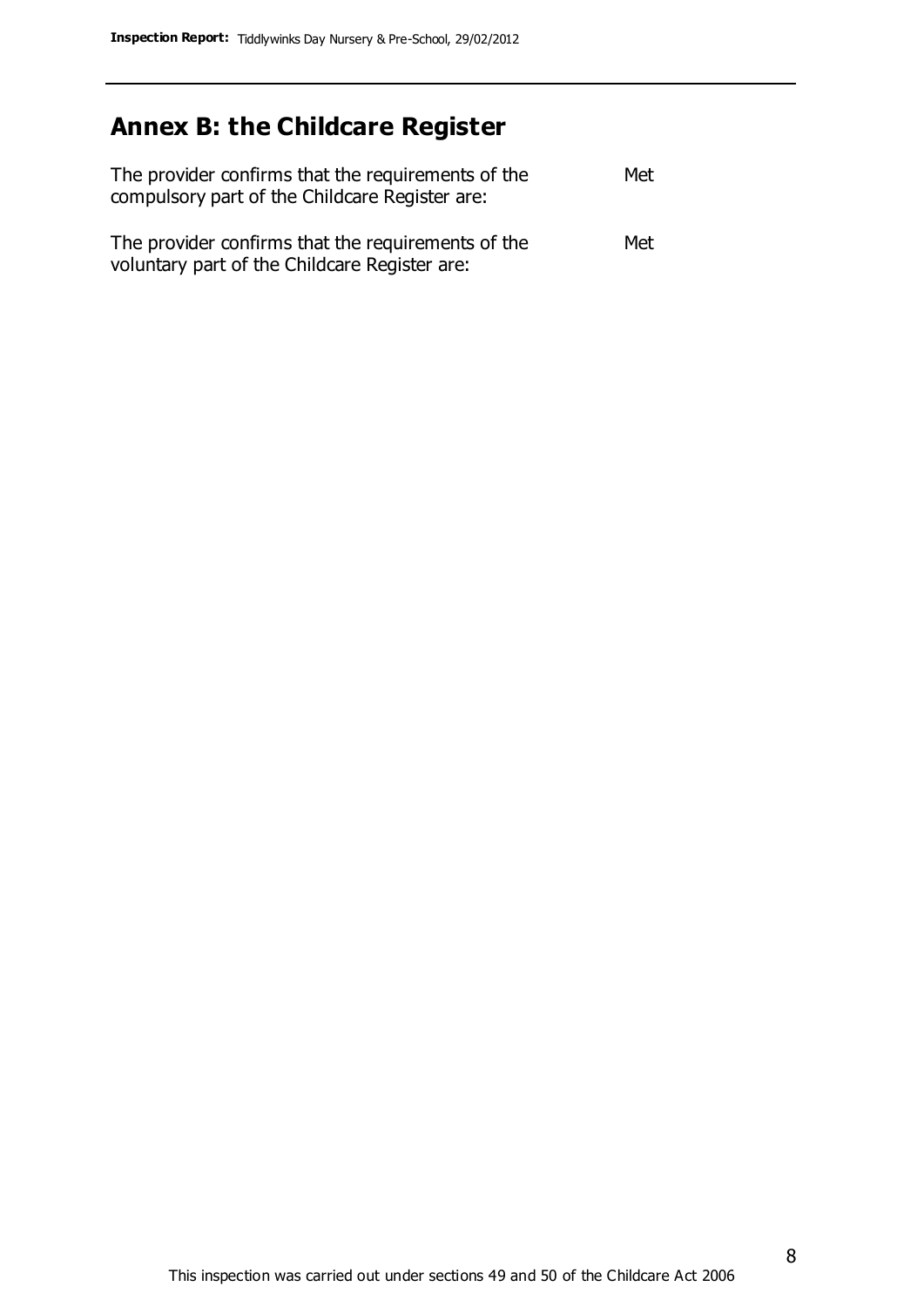## Annex B: the Childcare Register

| | |
|---|---|
| The provider confirms that the requirements of the compulsory part of the Childcare Register are: | Met |
| The provider confirms that the requirements of the voluntary part of the Childcare Register are: | Met |

This inspection was carried out under sections 49 and 50 of the Childcare Act 2006